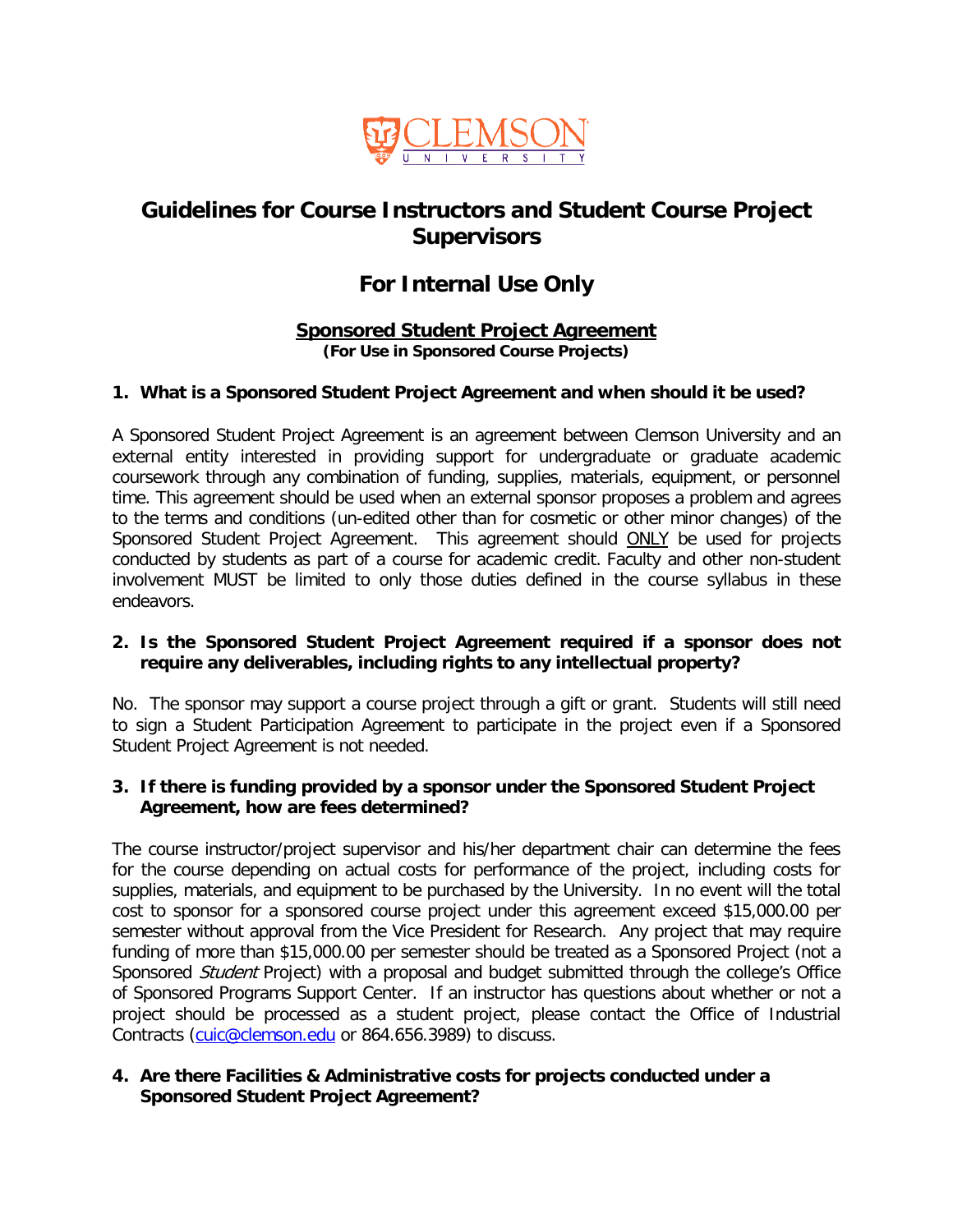# Guidelines for Course Instructors and Student Course Project Supervisors

## For Internal Use Only

### Sponsored Student Project Agreement

**(For Use in Sponsored Course Projects)**

**1. What is a Sponsored Student Project Agreement and when should it be used?**

A Sponsored Student Project Agreement is an agreement between Clemson University and an external entity interested in providing support for undergraduate or graduate academic coursework through any combination of funding, supplies, materials, equipment, or personnel time. This agreement should be used when an external sponsor proposes a problem and agrees to the terms and conditions (un-edited other than for cosmetic or other minor changes) of the Sponsored Student Project Agreement. This agreement should ONLY be used for projects conducted by students as part of a course for academic credit. Faculty and other non-student involvement MUST be limited to only those duties defined in the course syllabus in these endeavors.

**2. Is the Sponsored Student Project Agreement required if a sponsor does not require any deliverables, including rights to any intellectual property?**

No. The sponsor may support a course project through a gift or grant. Students will still need to sign a Student Participation Agreement to participate in the project even if a Sponsored Student Project Agreement is not needed.

**3. If there is funding provided by a sponsor under the Sponsored Student Project Agreement, how are fees determined?**

The course instructor/project supervisor and his/her department chair can determine the fees for the course depending on actual costs for performance of the project, including costs for supplies, materials, and equipment to be purchased by the University. In no event will the total cost to sponsor for a sponsored course project under this agreement exceed $15,000.00 per semester without approval from the Vice President for Research. Any project that may require funding of more than $15,000.00 per semester should be treated as a Sponsored Project (not a Sponsored *Student* Project) with a proposal and budget submitted through the college's Office of Sponsored Programs Support Center. If an instructor has questions about whether or not a project should be processed as a student project, please contact the Office of Industrial Contracts (cuic@clemson.edu or 864.656.3989) to discuss.

**4. Are there Facilities & Administrative costs for projects conducted under a Sponsored Student Project Agreement?**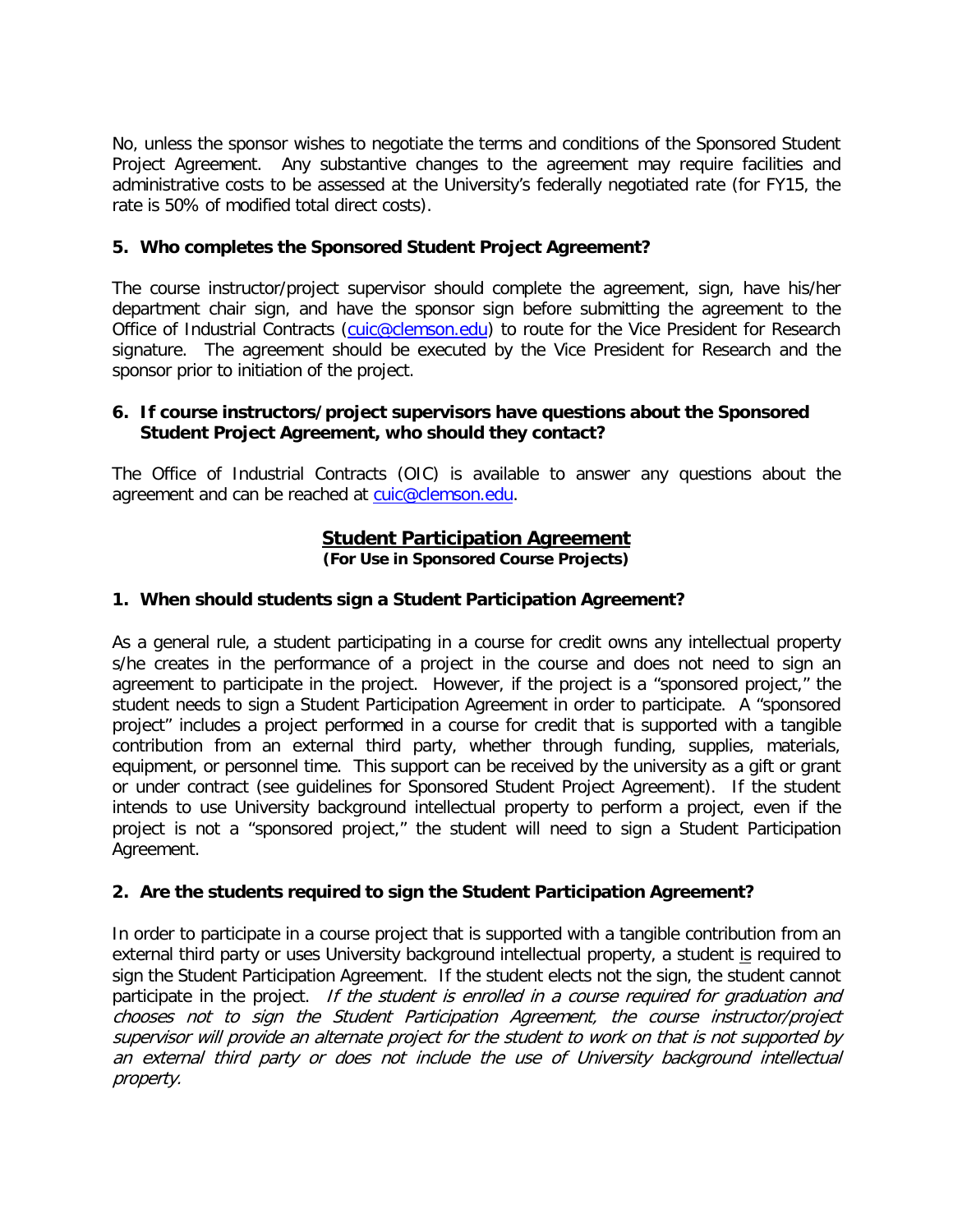No, unless the sponsor wishes to negotiate the terms and conditions of the Sponsored Student Project Agreement. Any substantive changes to the agreement may require facilities and administrative costs to be assessed at the University's federally negotiated rate (for FY15, the rate is 50% of modified total direct costs).

**5. Who completes the Sponsored Student Project Agreement?**

The course instructor/project supervisor should complete the agreement, sign, have his/her department chair sign, and have the sponsor sign before submitting the agreement to the Office of Industrial Contracts (cuic@clemson.edu) to route for the Vice President for Research signature. The agreement should be executed by the Vice President for Research and the sponsor prior to initiation of the project.

**6. If course instructors/project supervisors have questions about the Sponsored Student Project Agreement, who should they contact?**

The Office of Industrial Contracts (OIC) is available to answer any questions about the agreement and can be reached at cuic@clemson.edu.

## Student Participation Agreement

**(For Use in Sponsored Course Projects)**

**1. When should students sign a Student Participation Agreement?**

As a general rule, a student participating in a course for credit owns any intellectual property s/he creates in the performance of a project in the course and does not need to sign an agreement to participate in the project. However, if the project is a "sponsored project," the student needs to sign a Student Participation Agreement in order to participate. A "sponsored project" includes a project performed in a course for credit that is supported with a tangible contribution from an external third party, whether through funding, supplies, materials, equipment, or personnel time. This support can be received by the university as a gift or grant or under contract (see guidelines for Sponsored Student Project Agreement). If the student intends to use University background intellectual property to perform a project, even if the project is not a "sponsored project," the student will need to sign a Student Participation Agreement.

**2. Are the students required to sign the Student Participation Agreement?**

In order to participate in a course project that is supported with a tangible contribution from an external third party or uses University background intellectual property, a student is required to sign the Student Participation Agreement. If the student elects not the sign, the student cannot participate in the project. *If the student is enrolled in a course required for graduation and chooses not to sign the Student Participation Agreement, the course instructor/project supervisor will provide an alternate project for the student to work on that is not supported by an external third party or does not include the use of University background intellectual property.*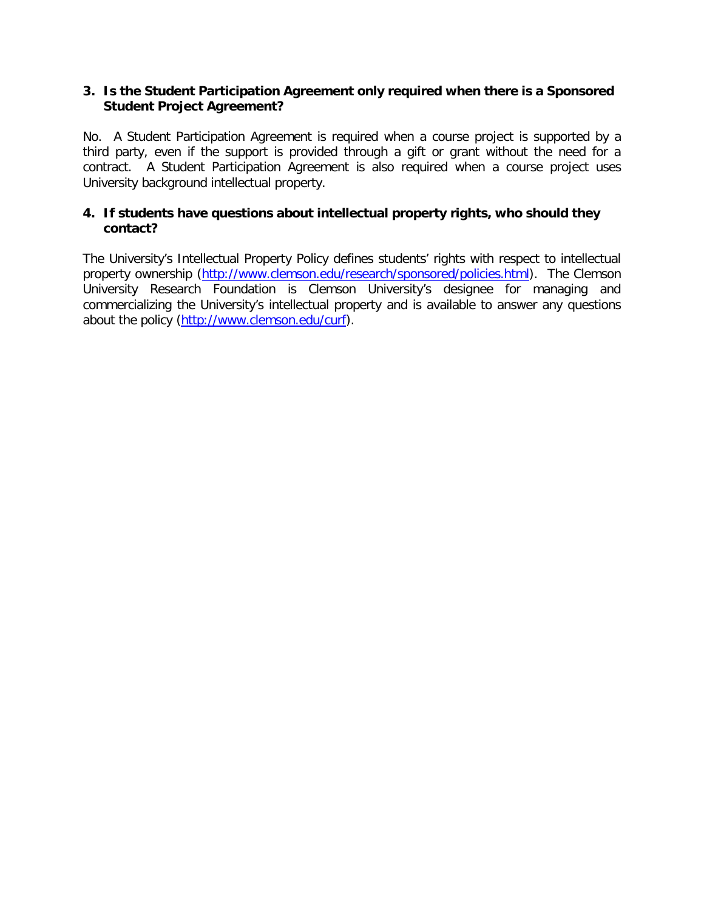**3. Is the Student Participation Agreement only required when there is a Sponsored Student Project Agreement?**

No. A Student Participation Agreement is required when a course project is supported by a third party, even if the support is provided through a gift or grant without the need for a contract. A Student Participation Agreement is also required when a course project uses University background intellectual property.

**4. If students have questions about intellectual property rights, who should they contact?**

The University's Intellectual Property Policy defines students' rights with respect to intellectual property ownership (http://www.clemson.edu/research/sponsored/policies.html). The Clemson University Research Foundation is Clemson University's designee for managing and commercializing the University's intellectual property and is available to answer any questions about the policy (http://www.clemson.edu/curf).